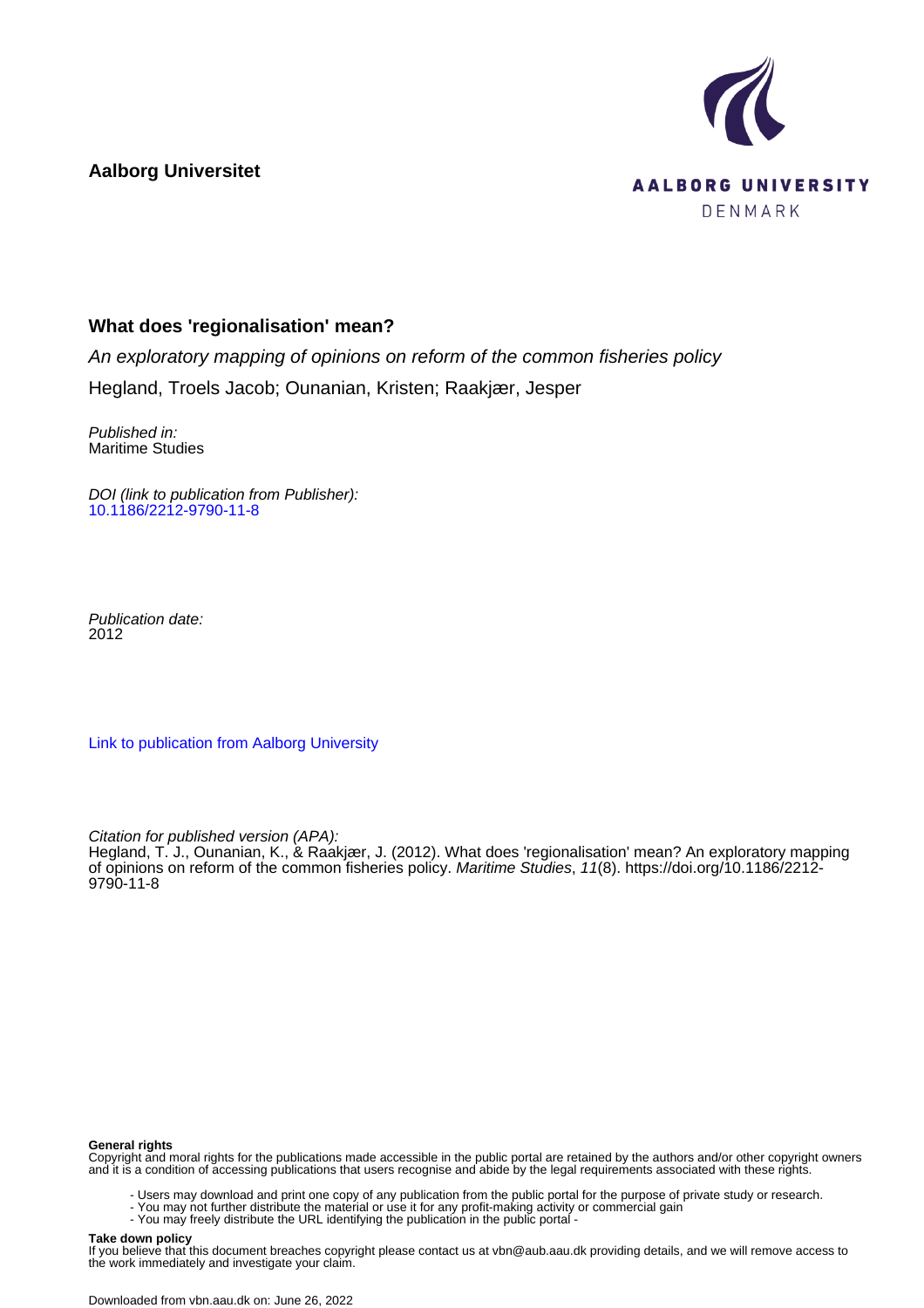**Aalborg Universitet**

AALBORG UNIVERSITY
DENMARK

### What does 'regionalisation' mean?

*An exploratory mapping of opinions on reform of the common fisheries policy*

Hegland, Troels Jacob; Ounanian, Kristen; Raakjær, Jesper

*Published in:*
Maritime Studies

*DOI (link to publication from Publisher):*
10.1186/2212-9790-11-8

*Publication date:*
2012

Link to publication from Aalborg University

*Citation for published version (APA):*
Hegland, T. J., Ounanian, K., & Raakjær, J. (2012). What does 'regionalisation' mean? An exploratory mapping of opinions on reform of the common fisheries policy. *Maritime Studies*, *11*(8). https://doi.org/10.1186/2212-9790-11-8

**General rights**
Copyright and moral rights for the publications made accessible in the public portal are retained by the authors and/or other copyright owners and it is a condition of accessing publications that users recognise and abide by the legal requirements associated with these rights.

- Users may download and print one copy of any publication from the public portal for the purpose of private study or research.
- You may not further distribute the material or use it for any profit-making activity or commercial gain
- You may freely distribute the URL identifying the publication in the public portal -

**Take down policy**
If you believe that this document breaches copyright please contact us at vbn@aub.aau.dk providing details, and we will remove access to the work immediately and investigate your claim.

Downloaded from vbn.aau.dk on: June 26, 2022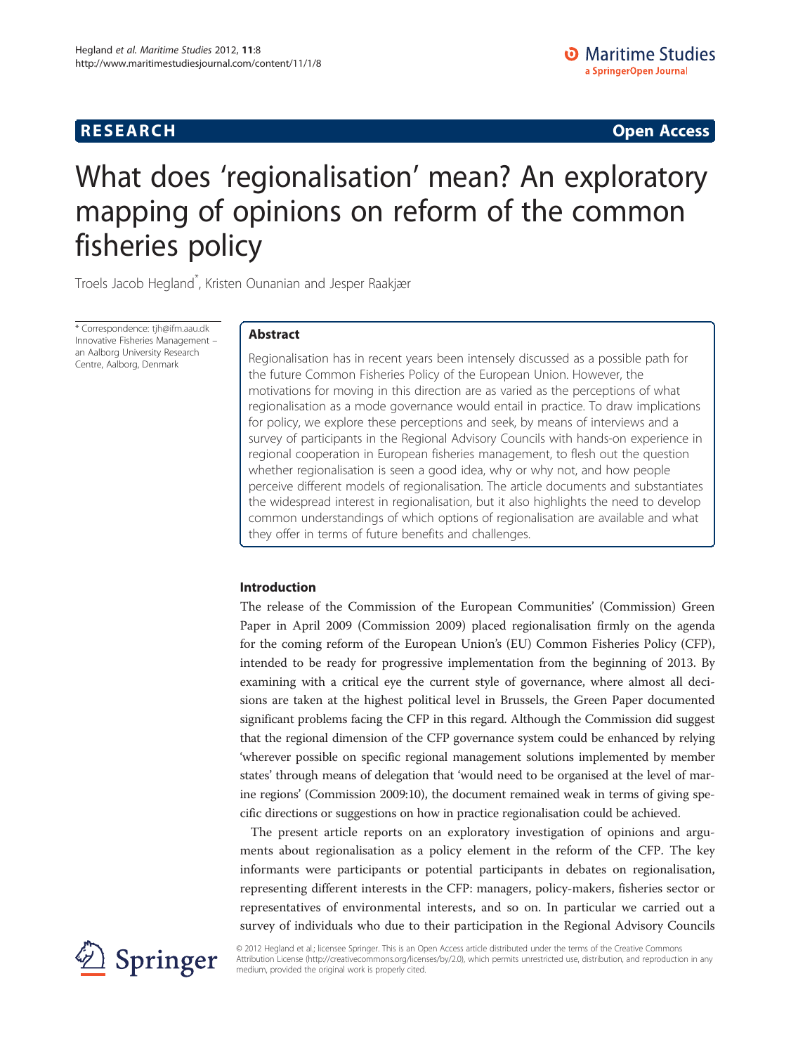# What does 'regionalisation' mean? An exploratory mapping of opinions on reform of the common fisheries policy

Troels Jacob Hegland*, Kristen Ounanian and Jesper Raakjær

\* Correspondence: tjh@ifm.aau.dk
Innovative Fisheries Management – an Aalborg University Research Centre, Aalborg, Denmark

## Abstract

Regionalisation has in recent years been intensely discussed as a possible path for the future Common Fisheries Policy of the European Union. However, the motivations for moving in this direction are as varied as the perceptions of what regionalisation as a mode governance would entail in practice. To draw implications for policy, we explore these perceptions and seek, by means of interviews and a survey of participants in the Regional Advisory Councils with hands-on experience in regional cooperation in European fisheries management, to flesh out the question whether regionalisation is seen a good idea, why or why not, and how people perceive different models of regionalisation. The article documents and substantiates the widespread interest in regionalisation, but it also highlights the need to develop common understandings of which options of regionalisation are available and what they offer in terms of future benefits and challenges.

## Introduction

The release of the Commission of the European Communities' (Commission) Green Paper in April 2009 (Commission 2009) placed regionalisation firmly on the agenda for the coming reform of the European Union's (EU) Common Fisheries Policy (CFP), intended to be ready for progressive implementation from the beginning of 2013. By examining with a critical eye the current style of governance, where almost all decisions are taken at the highest political level in Brussels, the Green Paper documented significant problems facing the CFP in this regard. Although the Commission did suggest that the regional dimension of the CFP governance system could be enhanced by relying 'wherever possible on specific regional management solutions implemented by member states' through means of delegation that 'would need to be organised at the level of marine regions' (Commission 2009:10), the document remained weak in terms of giving specific directions or suggestions on how in practice regionalisation could be achieved.

The present article reports on an exploratory investigation of opinions and arguments about regionalisation as a policy element in the reform of the CFP. The key informants were participants or potential participants in debates on regionalisation, representing different interests in the CFP: managers, policy-makers, fisheries sector or representatives of environmental interests, and so on. In particular we carried out a survey of individuals who due to their participation in the Regional Advisory Councils

© 2012 Hegland et al.; licensee Springer. This is an Open Access article distributed under the terms of the Creative Commons Attribution License (http://creativecommons.org/licenses/by/2.0), which permits unrestricted use, distribution, and reproduction in any medium, provided the original work is properly cited.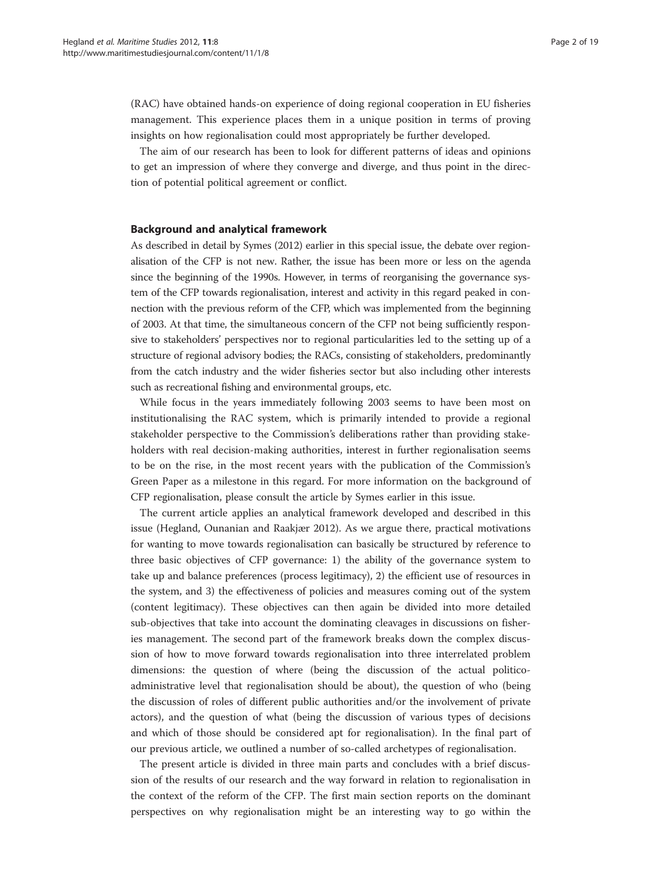(RAC) have obtained hands-on experience of doing regional cooperation in EU fisheries management. This experience places them in a unique position in terms of proving insights on how regionalisation could most appropriately be further developed.

The aim of our research has been to look for different patterns of ideas and opinions to get an impression of where they converge and diverge, and thus point in the direction of potential political agreement or conflict.

## Background and analytical framework

As described in detail by Symes (2012) earlier in this special issue, the debate over regionalisation of the CFP is not new. Rather, the issue has been more or less on the agenda since the beginning of the 1990s. However, in terms of reorganising the governance system of the CFP towards regionalisation, interest and activity in this regard peaked in connection with the previous reform of the CFP, which was implemented from the beginning of 2003. At that time, the simultaneous concern of the CFP not being sufficiently responsive to stakeholders' perspectives nor to regional particularities led to the setting up of a structure of regional advisory bodies; the RACs, consisting of stakeholders, predominantly from the catch industry and the wider fisheries sector but also including other interests such as recreational fishing and environmental groups, etc.

While focus in the years immediately following 2003 seems to have been most on institutionalising the RAC system, which is primarily intended to provide a regional stakeholder perspective to the Commission's deliberations rather than providing stakeholders with real decision-making authorities, interest in further regionalisation seems to be on the rise, in the most recent years with the publication of the Commission's Green Paper as a milestone in this regard. For more information on the background of CFP regionalisation, please consult the article by Symes earlier in this issue.

The current article applies an analytical framework developed and described in this issue (Hegland, Ounanian and Raakjær 2012). As we argue there, practical motivations for wanting to move towards regionalisation can basically be structured by reference to three basic objectives of CFP governance: 1) the ability of the governance system to take up and balance preferences (process legitimacy), 2) the efficient use of resources in the system, and 3) the effectiveness of policies and measures coming out of the system (content legitimacy). These objectives can then again be divided into more detailed sub-objectives that take into account the dominating cleavages in discussions on fisheries management. The second part of the framework breaks down the complex discussion of how to move forward towards regionalisation into three interrelated problem dimensions: the question of where (being the discussion of the actual politico-administrative level that regionalisation should be about), the question of who (being the discussion of roles of different public authorities and/or the involvement of private actors), and the question of what (being the discussion of various types of decisions and which of those should be considered apt for regionalisation). In the final part of our previous article, we outlined a number of so-called archetypes of regionalisation.

The present article is divided in three main parts and concludes with a brief discussion of the results of our research and the way forward in relation to regionalisation in the context of the reform of the CFP. The first main section reports on the dominant perspectives on why regionalisation might be an interesting way to go within the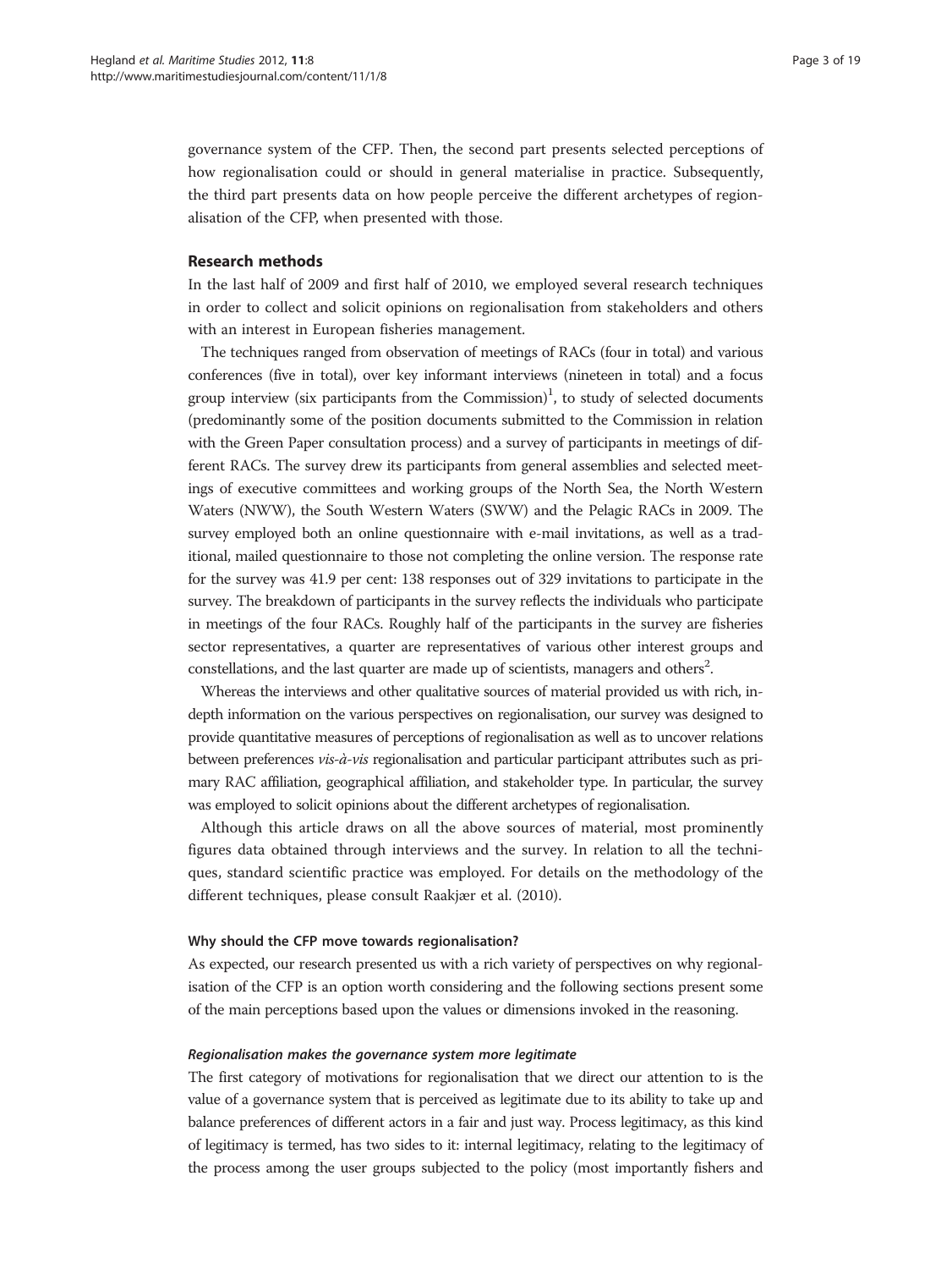governance system of the CFP. Then, the second part presents selected perceptions of how regionalisation could or should in general materialise in practice. Subsequently, the third part presents data on how people perceive the different archetypes of regionalisation of the CFP, when presented with those.

## Research methods

In the last half of 2009 and first half of 2010, we employed several research techniques in order to collect and solicit opinions on regionalisation from stakeholders and others with an interest in European fisheries management.

The techniques ranged from observation of meetings of RACs (four in total) and various conferences (five in total), over key informant interviews (nineteen in total) and a focus group interview (six participants from the Commission)[1], to study of selected documents (predominantly some of the position documents submitted to the Commission in relation with the Green Paper consultation process) and a survey of participants in meetings of different RACs. The survey drew its participants from general assemblies and selected meetings of executive committees and working groups of the North Sea, the North Western Waters (NWW), the South Western Waters (SWW) and the Pelagic RACs in 2009. The survey employed both an online questionnaire with e-mail invitations, as well as a traditional, mailed questionnaire to those not completing the online version. The response rate for the survey was 41.9 per cent: 138 responses out of 329 invitations to participate in the survey. The breakdown of participants in the survey reflects the individuals who participate in meetings of the four RACs. Roughly half of the participants in the survey are fisheries sector representatives, a quarter are representatives of various other interest groups and constellations, and the last quarter are made up of scientists, managers and others[2].

Whereas the interviews and other qualitative sources of material provided us with rich, in-depth information on the various perspectives on regionalisation, our survey was designed to provide quantitative measures of perceptions of regionalisation as well as to uncover relations between preferences *vis-à-vis* regionalisation and particular participant attributes such as primary RAC affiliation, geographical affiliation, and stakeholder type. In particular, the survey was employed to solicit opinions about the different archetypes of regionalisation.

Although this article draws on all the above sources of material, most prominently figures data obtained through interviews and the survey. In relation to all the techniques, standard scientific practice was employed. For details on the methodology of the different techniques, please consult Raakjær et al. (2010).

### Why should the CFP move towards regionalisation?

As expected, our research presented us with a rich variety of perspectives on why regionalisation of the CFP is an option worth considering and the following sections present some of the main perceptions based upon the values or dimensions invoked in the reasoning.

#### *Regionalisation makes the governance system more legitimate*

The first category of motivations for regionalisation that we direct our attention to is the value of a governance system that is perceived as legitimate due to its ability to take up and balance preferences of different actors in a fair and just way. Process legitimacy, as this kind of legitimacy is termed, has two sides to it: internal legitimacy, relating to the legitimacy of the process among the user groups subjected to the policy (most importantly fishers and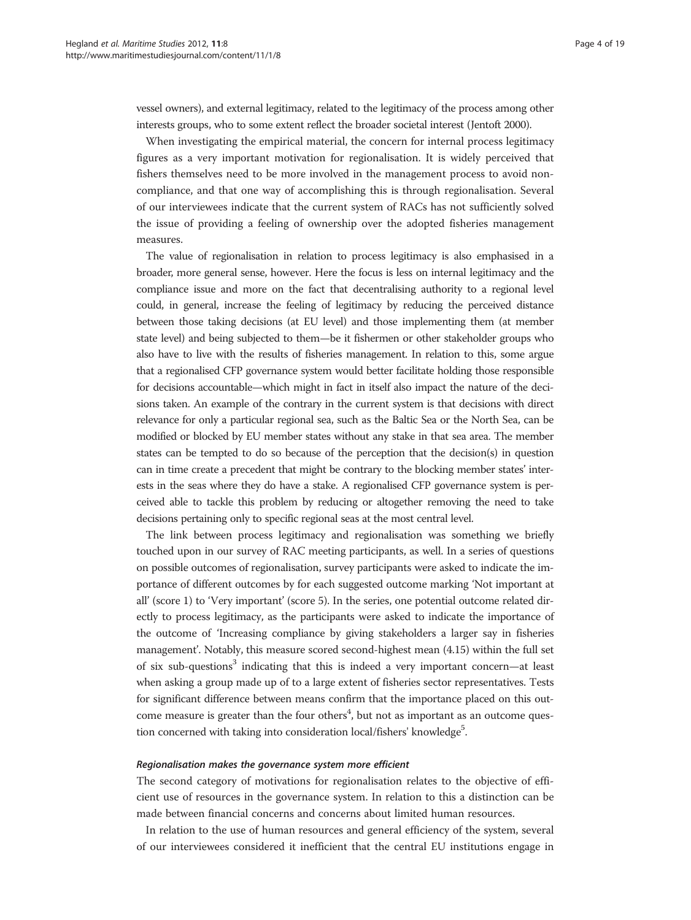vessel owners), and external legitimacy, related to the legitimacy of the process among other interests groups, who to some extent reflect the broader societal interest (Jentoft 2000).

When investigating the empirical material, the concern for internal process legitimacy figures as a very important motivation for regionalisation. It is widely perceived that fishers themselves need to be more involved in the management process to avoid non-compliance, and that one way of accomplishing this is through regionalisation. Several of our interviewees indicate that the current system of RACs has not sufficiently solved the issue of providing a feeling of ownership over the adopted fisheries management measures.

The value of regionalisation in relation to process legitimacy is also emphasised in a broader, more general sense, however. Here the focus is less on internal legitimacy and the compliance issue and more on the fact that decentralising authority to a regional level could, in general, increase the feeling of legitimacy by reducing the perceived distance between those taking decisions (at EU level) and those implementing them (at member state level) and being subjected to them—be it fishermen or other stakeholder groups who also have to live with the results of fisheries management. In relation to this, some argue that a regionalised CFP governance system would better facilitate holding those responsible for decisions accountable—which might in fact in itself also impact the nature of the decisions taken. An example of the contrary in the current system is that decisions with direct relevance for only a particular regional sea, such as the Baltic Sea or the North Sea, can be modified or blocked by EU member states without any stake in that sea area. The member states can be tempted to do so because of the perception that the decision(s) in question can in time create a precedent that might be contrary to the blocking member states' interests in the seas where they do have a stake. A regionalised CFP governance system is perceived able to tackle this problem by reducing or altogether removing the need to take decisions pertaining only to specific regional seas at the most central level.

The link between process legitimacy and regionalisation was something we briefly touched upon in our survey of RAC meeting participants, as well. In a series of questions on possible outcomes of regionalisation, survey participants were asked to indicate the importance of different outcomes by for each suggested outcome marking 'Not important at all' (score 1) to 'Very important' (score 5). In the series, one potential outcome related directly to process legitimacy, as the participants were asked to indicate the importance of the outcome of 'Increasing compliance by giving stakeholders a larger say in fisheries management'. Notably, this measure scored second-highest mean (4.15) within the full set of six sub-questions[3] indicating that this is indeed a very important concern—at least when asking a group made up of to a large extent of fisheries sector representatives. Tests for significant difference between means confirm that the importance placed on this outcome measure is greater than the four others[4], but not as important as an outcome question concerned with taking into consideration local/fishers' knowledge[5].

#### *Regionalisation makes the governance system more efficient*

The second category of motivations for regionalisation relates to the objective of efficient use of resources in the governance system. In relation to this a distinction can be made between financial concerns and concerns about limited human resources.

In relation to the use of human resources and general efficiency of the system, several of our interviewees considered it inefficient that the central EU institutions engage in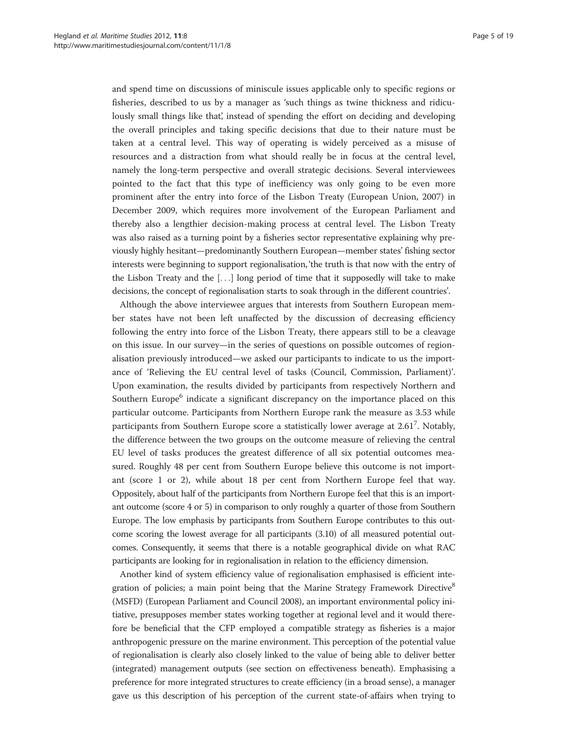and spend time on discussions of miniscule issues applicable only to specific regions or fisheries, described to us by a manager as 'such things as twine thickness and ridiculously small things like that', instead of spending the effort on deciding and developing the overall principles and taking specific decisions that due to their nature must be taken at a central level. This way of operating is widely perceived as a misuse of resources and a distraction from what should really be in focus at the central level, namely the long-term perspective and overall strategic decisions. Several interviewees pointed to the fact that this type of inefficiency was only going to be even more prominent after the entry into force of the Lisbon Treaty (European Union, 2007) in December 2009, which requires more involvement of the European Parliament and thereby also a lengthier decision-making process at central level. The Lisbon Treaty was also raised as a turning point by a fisheries sector representative explaining why previously highly hesitant—predominantly Southern European—member states' fishing sector interests were beginning to support regionalisation, 'the truth is that now with the entry of the Lisbon Treaty and the [...] long period of time that it supposedly will take to make decisions, the concept of regionalisation starts to soak through in the different countries'.

Although the above interviewee argues that interests from Southern European member states have not been left unaffected by the discussion of decreasing efficiency following the entry into force of the Lisbon Treaty, there appears still to be a cleavage on this issue. In our survey—in the series of questions on possible outcomes of regionalisation previously introduced—we asked our participants to indicate to us the importance of 'Relieving the EU central level of tasks (Council, Commission, Parliament)'. Upon examination, the results divided by participants from respectively Northern and Southern Europe[6] indicate a significant discrepancy on the importance placed on this particular outcome. Participants from Northern Europe rank the measure as 3.53 while participants from Southern Europe score a statistically lower average at 2.61[7]. Notably, the difference between the two groups on the outcome measure of relieving the central EU level of tasks produces the greatest difference of all six potential outcomes measured. Roughly 48 per cent from Southern Europe believe this outcome is not important (score 1 or 2), while about 18 per cent from Northern Europe feel that way. Oppositely, about half of the participants from Northern Europe feel that this is an important outcome (score 4 or 5) in comparison to only roughly a quarter of those from Southern Europe. The low emphasis by participants from Southern Europe contributes to this outcome scoring the lowest average for all participants (3.10) of all measured potential outcomes. Consequently, it seems that there is a notable geographical divide on what RAC participants are looking for in regionalisation in relation to the efficiency dimension.

Another kind of system efficiency value of regionalisation emphasised is efficient integration of policies; a main point being that the Marine Strategy Framework Directive[8] (MSFD) (European Parliament and Council 2008), an important environmental policy initiative, presupposes member states working together at regional level and it would therefore be beneficial that the CFP employed a compatible strategy as fisheries is a major anthropogenic pressure on the marine environment. This perception of the potential value of regionalisation is clearly also closely linked to the value of being able to deliver better (integrated) management outputs (see section on effectiveness beneath). Emphasising a preference for more integrated structures to create efficiency (in a broad sense), a manager gave us this description of his perception of the current state-of-affairs when trying to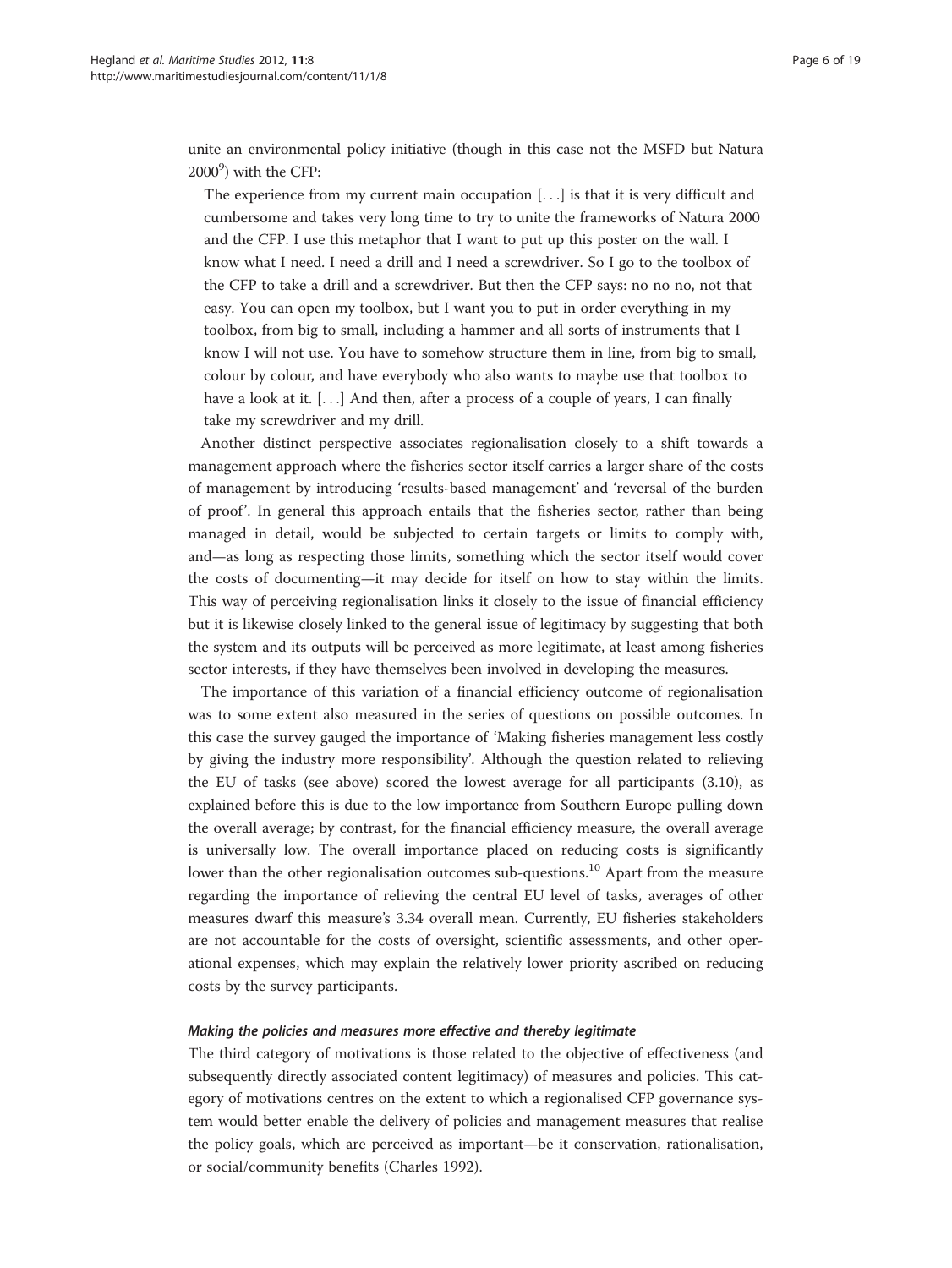unite an environmental policy initiative (though in this case not the MSFD but Natura 2000[9]) with the CFP:

> The experience from my current main occupation [. . .] is that it is very difficult and cumbersome and takes very long time to try to unite the frameworks of Natura 2000 and the CFP. I use this metaphor that I want to put up this poster on the wall. I know what I need. I need a drill and I need a screwdriver. So I go to the toolbox of the CFP to take a drill and a screwdriver. But then the CFP says: no no no, not that easy. You can open my toolbox, but I want you to put in order everything in my toolbox, from big to small, including a hammer and all sorts of instruments that I know I will not use. You have to somehow structure them in line, from big to small, colour by colour, and have everybody who also wants to maybe use that toolbox to have a look at it. [. . .] And then, after a process of a couple of years, I can finally take my screwdriver and my drill.

Another distinct perspective associates regionalisation closely to a shift towards a management approach where the fisheries sector itself carries a larger share of the costs of management by introducing 'results-based management' and 'reversal of the burden of proof'. In general this approach entails that the fisheries sector, rather than being managed in detail, would be subjected to certain targets or limits to comply with, and—as long as respecting those limits, something which the sector itself would cover the costs of documenting—it may decide for itself on how to stay within the limits. This way of perceiving regionalisation links it closely to the issue of financial efficiency but it is likewise closely linked to the general issue of legitimacy by suggesting that both the system and its outputs will be perceived as more legitimate, at least among fisheries sector interests, if they have themselves been involved in developing the measures.

The importance of this variation of a financial efficiency outcome of regionalisation was to some extent also measured in the series of questions on possible outcomes. In this case the survey gauged the importance of 'Making fisheries management less costly by giving the industry more responsibility'. Although the question related to relieving the EU of tasks (see above) scored the lowest average for all participants (3.10), as explained before this is due to the low importance from Southern Europe pulling down the overall average; by contrast, for the financial efficiency measure, the overall average is universally low. The overall importance placed on reducing costs is significantly lower than the other regionalisation outcomes sub-questions.[10] Apart from the measure regarding the importance of relieving the central EU level of tasks, averages of other measures dwarf this measure's 3.34 overall mean. Currently, EU fisheries stakeholders are not accountable for the costs of oversight, scientific assessments, and other operational expenses, which may explain the relatively lower priority ascribed on reducing costs by the survey participants.

#### *Making the policies and measures more effective and thereby legitimate*

The third category of motivations is those related to the objective of effectiveness (and subsequently directly associated content legitimacy) of measures and policies. This category of motivations centres on the extent to which a regionalised CFP governance system would better enable the delivery of policies and management measures that realise the policy goals, which are perceived as important—be it conservation, rationalisation, or social/community benefits (Charles 1992).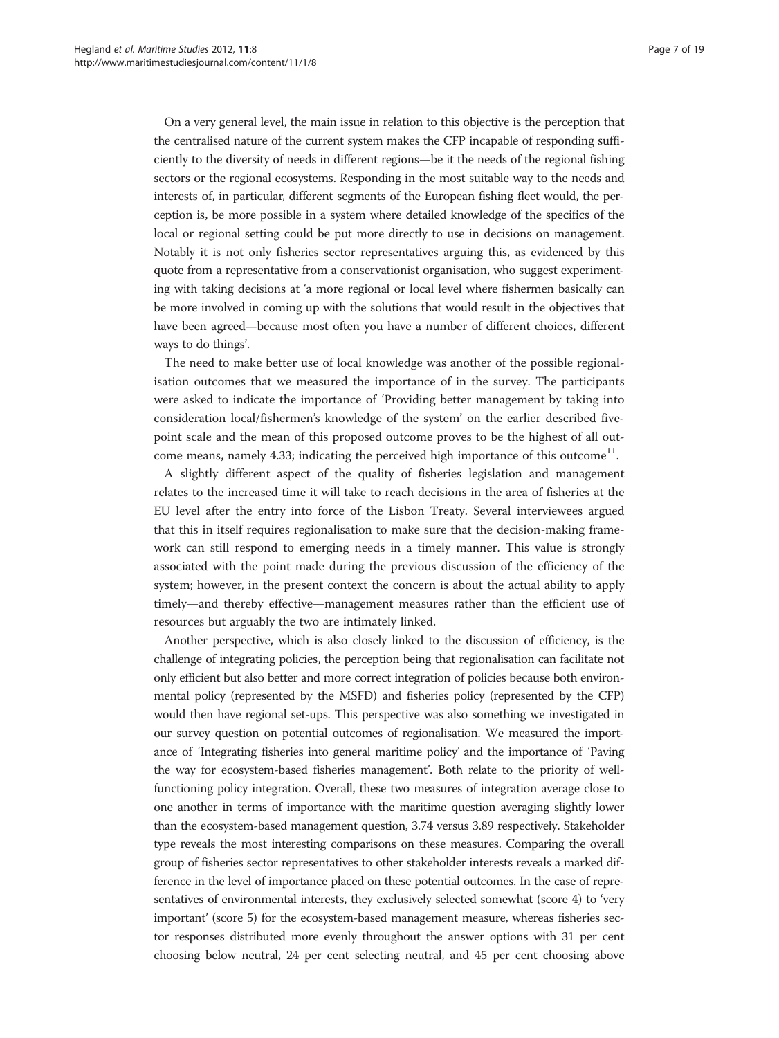On a very general level, the main issue in relation to this objective is the perception that the centralised nature of the current system makes the CFP incapable of responding sufficiently to the diversity of needs in different regions—be it the needs of the regional fishing sectors or the regional ecosystems. Responding in the most suitable way to the needs and interests of, in particular, different segments of the European fishing fleet would, the perception is, be more possible in a system where detailed knowledge of the specifics of the local or regional setting could be put more directly to use in decisions on management. Notably it is not only fisheries sector representatives arguing this, as evidenced by this quote from a representative from a conservationist organisation, who suggest experimenting with taking decisions at 'a more regional or local level where fishermen basically can be more involved in coming up with the solutions that would result in the objectives that have been agreed—because most often you have a number of different choices, different ways to do things'.

The need to make better use of local knowledge was another of the possible regionalisation outcomes that we measured the importance of in the survey. The participants were asked to indicate the importance of 'Providing better management by taking into consideration local/fishermen's knowledge of the system' on the earlier described five-point scale and the mean of this proposed outcome proves to be the highest of all outcome means, namely 4.33; indicating the perceived high importance of this outcome[11].

A slightly different aspect of the quality of fisheries legislation and management relates to the increased time it will take to reach decisions in the area of fisheries at the EU level after the entry into force of the Lisbon Treaty. Several interviewees argued that this in itself requires regionalisation to make sure that the decision-making framework can still respond to emerging needs in a timely manner. This value is strongly associated with the point made during the previous discussion of the efficiency of the system; however, in the present context the concern is about the actual ability to apply timely—and thereby effective—management measures rather than the efficient use of resources but arguably the two are intimately linked.

Another perspective, which is also closely linked to the discussion of efficiency, is the challenge of integrating policies, the perception being that regionalisation can facilitate not only efficient but also better and more correct integration of policies because both environmental policy (represented by the MSFD) and fisheries policy (represented by the CFP) would then have regional set-ups. This perspective was also something we investigated in our survey question on potential outcomes of regionalisation. We measured the importance of 'Integrating fisheries into general maritime policy' and the importance of 'Paving the way for ecosystem-based fisheries management'. Both relate to the priority of well-functioning policy integration. Overall, these two measures of integration average close to one another in terms of importance with the maritime question averaging slightly lower than the ecosystem-based management question, 3.74 versus 3.89 respectively. Stakeholder type reveals the most interesting comparisons on these measures. Comparing the overall group of fisheries sector representatives to other stakeholder interests reveals a marked difference in the level of importance placed on these potential outcomes. In the case of representatives of environmental interests, they exclusively selected somewhat (score 4) to 'very important' (score 5) for the ecosystem-based management measure, whereas fisheries sector responses distributed more evenly throughout the answer options with 31 per cent choosing below neutral, 24 per cent selecting neutral, and 45 per cent choosing above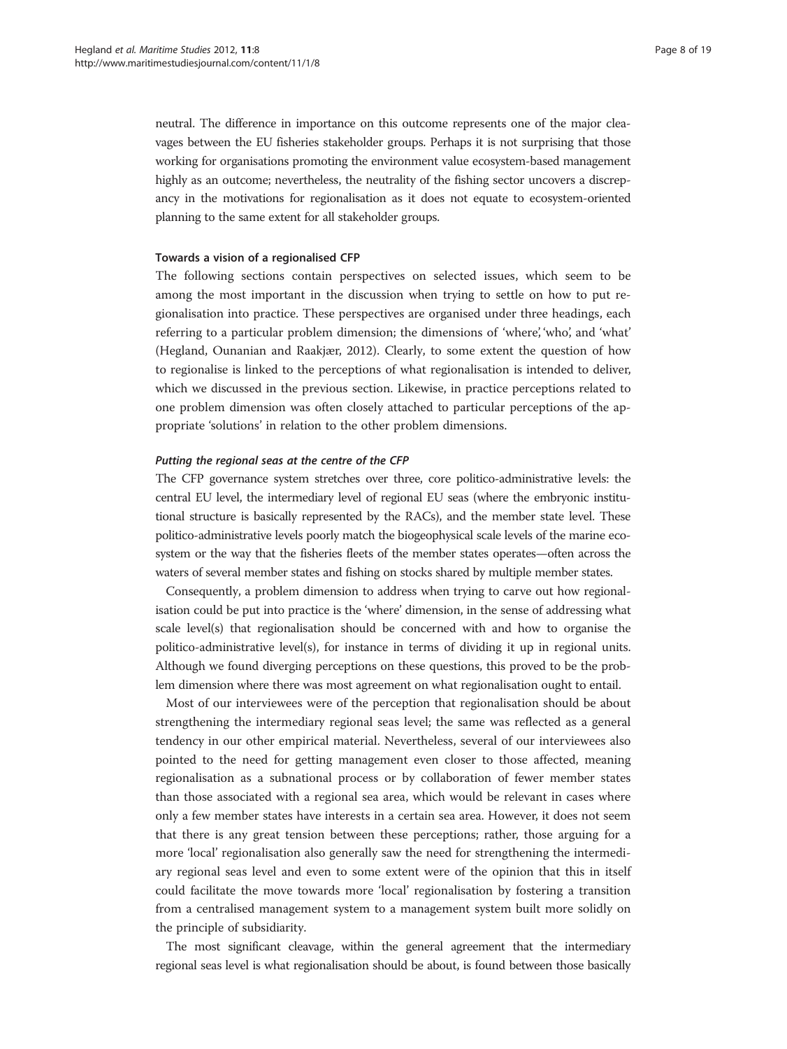neutral. The difference in importance on this outcome represents one of the major cleavages between the EU fisheries stakeholder groups. Perhaps it is not surprising that those working for organisations promoting the environment value ecosystem-based management highly as an outcome; nevertheless, the neutrality of the fishing sector uncovers a discrepancy in the motivations for regionalisation as it does not equate to ecosystem-oriented planning to the same extent for all stakeholder groups.

### Towards a vision of a regionalised CFP

The following sections contain perspectives on selected issues, which seem to be among the most important in the discussion when trying to settle on how to put regionalisation into practice. These perspectives are organised under three headings, each referring to a particular problem dimension; the dimensions of 'where', 'who', and 'what' (Hegland, Ounanian and Raakjær, 2012). Clearly, to some extent the question of how to regionalise is linked to the perceptions of what regionalisation is intended to deliver, which we discussed in the previous section. Likewise, in practice perceptions related to one problem dimension was often closely attached to particular perceptions of the appropriate 'solutions' in relation to the other problem dimensions.

#### *Putting the regional seas at the centre of the CFP*

The CFP governance system stretches over three, core politico-administrative levels: the central EU level, the intermediary level of regional EU seas (where the embryonic institutional structure is basically represented by the RACs), and the member state level. These politico-administrative levels poorly match the biogeophysical scale levels of the marine ecosystem or the way that the fisheries fleets of the member states operates—often across the waters of several member states and fishing on stocks shared by multiple member states.

Consequently, a problem dimension to address when trying to carve out how regionalisation could be put into practice is the 'where' dimension, in the sense of addressing what scale level(s) that regionalisation should be concerned with and how to organise the politico-administrative level(s), for instance in terms of dividing it up in regional units. Although we found diverging perceptions on these questions, this proved to be the problem dimension where there was most agreement on what regionalisation ought to entail.

Most of our interviewees were of the perception that regionalisation should be about strengthening the intermediary regional seas level; the same was reflected as a general tendency in our other empirical material. Nevertheless, several of our interviewees also pointed to the need for getting management even closer to those affected, meaning regionalisation as a subnational process or by collaboration of fewer member states than those associated with a regional sea area, which would be relevant in cases where only a few member states have interests in a certain sea area. However, it does not seem that there is any great tension between these perceptions; rather, those arguing for a more 'local' regionalisation also generally saw the need for strengthening the intermediary regional seas level and even to some extent were of the opinion that this in itself could facilitate the move towards more 'local' regionalisation by fostering a transition from a centralised management system to a management system built more solidly on the principle of subsidiarity.

The most significant cleavage, within the general agreement that the intermediary regional seas level is what regionalisation should be about, is found between those basically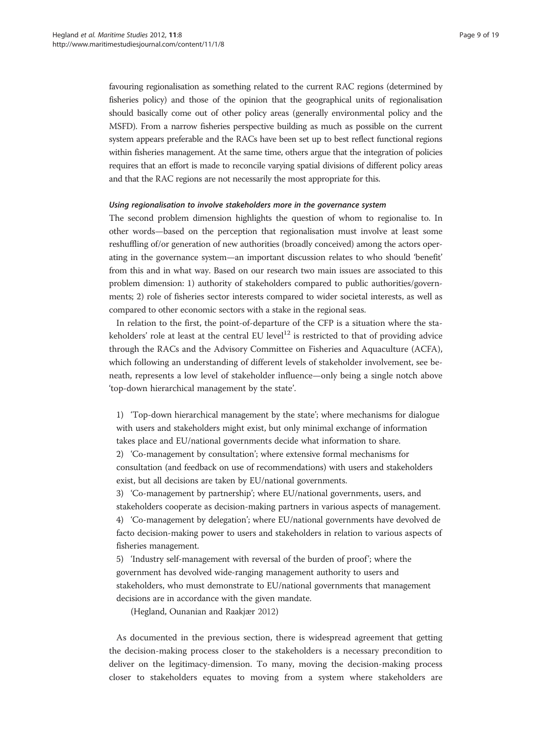favouring regionalisation as something related to the current RAC regions (determined by fisheries policy) and those of the opinion that the geographical units of regionalisation should basically come out of other policy areas (generally environmental policy and the MSFD). From a narrow fisheries perspective building as much as possible on the current system appears preferable and the RACs have been set up to best reflect functional regions within fisheries management. At the same time, others argue that the integration of policies requires that an effort is made to reconcile varying spatial divisions of different policy areas and that the RAC regions are not necessarily the most appropriate for this.

#### *Using regionalisation to involve stakeholders more in the governance system*

The second problem dimension highlights the question of whom to regionalise to. In other words—based on the perception that regionalisation must involve at least some reshuffling of/or generation of new authorities (broadly conceived) among the actors operating in the governance system—an important discussion relates to who should 'benefit' from this and in what way. Based on our research two main issues are associated to this problem dimension: 1) authority of stakeholders compared to public authorities/governments; 2) role of fisheries sector interests compared to wider societal interests, as well as compared to other economic sectors with a stake in the regional seas.

In relation to the first, the point-of-departure of the CFP is a situation where the stakeholders' role at least at the central EU level[12] is restricted to that of providing advice through the RACs and the Advisory Committee on Fisheries and Aquaculture (ACFA), which following an understanding of different levels of stakeholder involvement, see beneath, represents a low level of stakeholder influence—only being a single notch above 'top-down hierarchical management by the state'.

> 1) 'Top-down hierarchical management by the state'; where mechanisms for dialogue with users and stakeholders might exist, but only minimal exchange of information takes place and EU/national governments decide what information to share.
> 2) 'Co-management by consultation'; where extensive formal mechanisms for consultation (and feedback on use of recommendations) with users and stakeholders exist, but all decisions are taken by EU/national governments.
> 3) 'Co-management by partnership'; where EU/national governments, users, and stakeholders cooperate as decision-making partners in various aspects of management.
> 4) 'Co-management by delegation'; where EU/national governments have devolved de facto decision-making power to users and stakeholders in relation to various aspects of fisheries management.
> 5) 'Industry self-management with reversal of the burden of proof'; where the government has devolved wide-ranging management authority to users and stakeholders, who must demonstrate to EU/national governments that management decisions are in accordance with the given mandate.
>
> (Hegland, Ounanian and Raakjær 2012)

As documented in the previous section, there is widespread agreement that getting the decision-making process closer to the stakeholders is a necessary precondition to deliver on the legitimacy-dimension. To many, moving the decision-making process closer to stakeholders equates to moving from a system where stakeholders are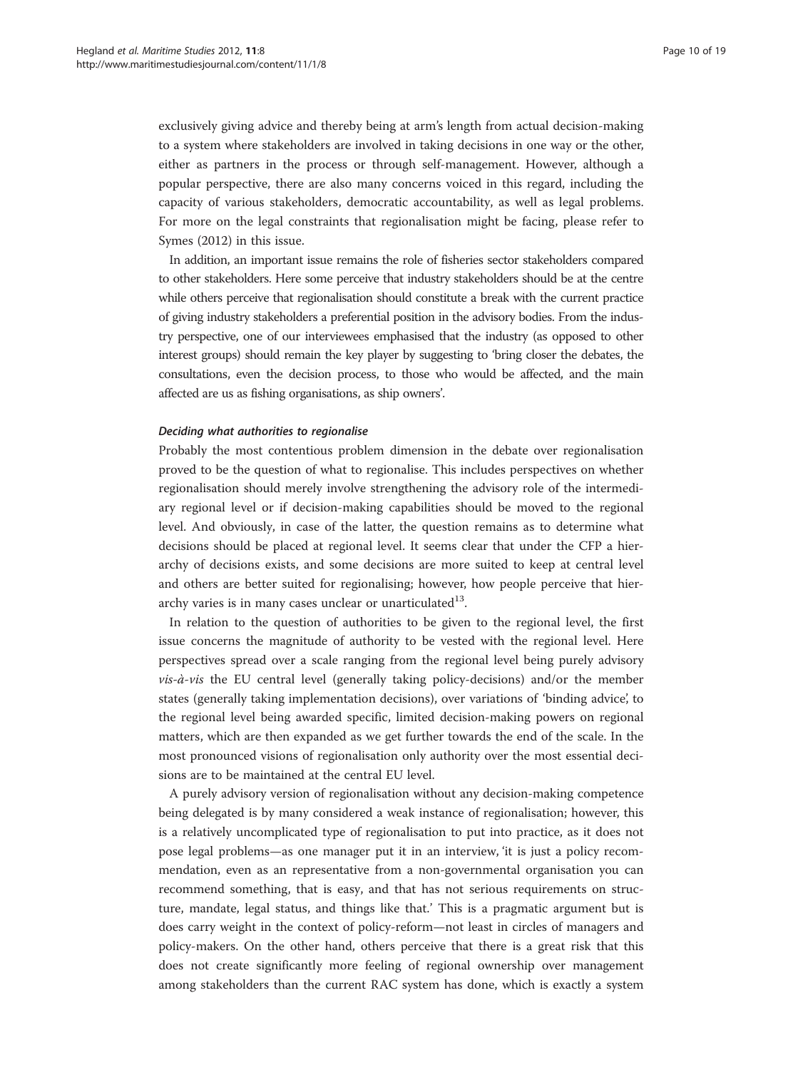exclusively giving advice and thereby being at arm's length from actual decision-making to a system where stakeholders are involved in taking decisions in one way or the other, either as partners in the process or through self-management. However, although a popular perspective, there are also many concerns voiced in this regard, including the capacity of various stakeholders, democratic accountability, as well as legal problems. For more on the legal constraints that regionalisation might be facing, please refer to Symes (2012) in this issue.

In addition, an important issue remains the role of fisheries sector stakeholders compared to other stakeholders. Here some perceive that industry stakeholders should be at the centre while others perceive that regionalisation should constitute a break with the current practice of giving industry stakeholders a preferential position in the advisory bodies. From the industry perspective, one of our interviewees emphasised that the industry (as opposed to other interest groups) should remain the key player by suggesting to 'bring closer the debates, the consultations, even the decision process, to those who would be affected, and the main affected are us as fishing organisations, as ship owners'.

#### *Deciding what authorities to regionalise*

Probably the most contentious problem dimension in the debate over regionalisation proved to be the question of what to regionalise. This includes perspectives on whether regionalisation should merely involve strengthening the advisory role of the intermediary regional level or if decision-making capabilities should be moved to the regional level. And obviously, in case of the latter, the question remains as to determine what decisions should be placed at regional level. It seems clear that under the CFP a hierarchy of decisions exists, and some decisions are more suited to keep at central level and others are better suited for regionalising; however, how people perceive that hierarchy varies is in many cases unclear or unarticulated[13].

In relation to the question of authorities to be given to the regional level, the first issue concerns the magnitude of authority to be vested with the regional level. Here perspectives spread over a scale ranging from the regional level being purely advisory *vis-à-vis* the EU central level (generally taking policy-decisions) and/or the member states (generally taking implementation decisions), over variations of 'binding advice', to the regional level being awarded specific, limited decision-making powers on regional matters, which are then expanded as we get further towards the end of the scale. In the most pronounced visions of regionalisation only authority over the most essential decisions are to be maintained at the central EU level.

A purely advisory version of regionalisation without any decision-making competence being delegated is by many considered a weak instance of regionalisation; however, this is a relatively uncomplicated type of regionalisation to put into practice, as it does not pose legal problems—as one manager put it in an interview, 'it is just a policy recommendation, even as an representative from a non-governmental organisation you can recommend something, that is easy, and that has not serious requirements on structure, mandate, legal status, and things like that.' This is a pragmatic argument but is does carry weight in the context of policy-reform—not least in circles of managers and policy-makers. On the other hand, others perceive that there is a great risk that this does not create significantly more feeling of regional ownership over management among stakeholders than the current RAC system has done, which is exactly a system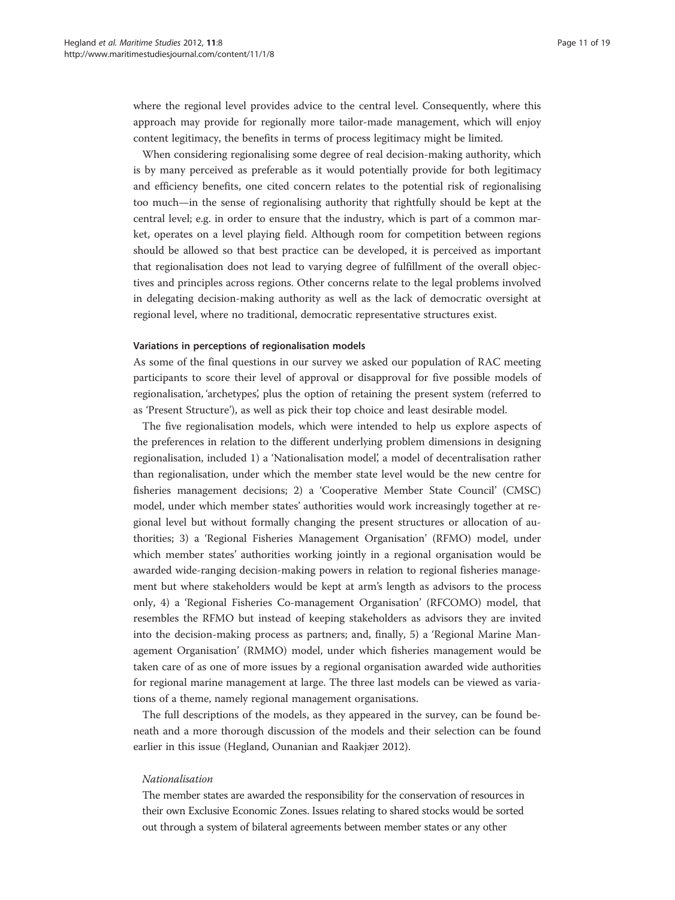where the regional level provides advice to the central level. Consequently, where this approach may provide for regionally more tailor-made management, which will enjoy content legitimacy, the benefits in terms of process legitimacy might be limited.

When considering regionalising some degree of real decision-making authority, which is by many perceived as preferable as it would potentially provide for both legitimacy and efficiency benefits, one cited concern relates to the potential risk of regionalising too much—in the sense of regionalising authority that rightfully should be kept at the central level; e.g. in order to ensure that the industry, which is part of a common market, operates on a level playing field. Although room for competition between regions should be allowed so that best practice can be developed, it is perceived as important that regionalisation does not lead to varying degree of fulfillment of the overall objectives and principles across regions. Other concerns relate to the legal problems involved in delegating decision-making authority as well as the lack of democratic oversight at regional level, where no traditional, democratic representative structures exist.

#### Variations in perceptions of regionalisation models

As some of the final questions in our survey we asked our population of RAC meeting participants to score their level of approval or disapproval for five possible models of regionalisation, 'archetypes', plus the option of retaining the present system (referred to as 'Present Structure'), as well as pick their top choice and least desirable model.

The five regionalisation models, which were intended to help us explore aspects of the preferences in relation to the different underlying problem dimensions in designing regionalisation, included 1) a 'Nationalisation model', a model of decentralisation rather than regionalisation, under which the member state level would be the new centre for fisheries management decisions; 2) a 'Cooperative Member State Council' (CMSC) model, under which member states' authorities would work increasingly together at regional level but without formally changing the present structures or allocation of authorities; 3) a 'Regional Fisheries Management Organisation' (RFMO) model, under which member states' authorities working jointly in a regional organisation would be awarded wide-ranging decision-making powers in relation to regional fisheries management but where stakeholders would be kept at arm's length as advisors to the process only, 4) a 'Regional Fisheries Co-management Organisation' (RFCOMO) model, that resembles the RFMO but instead of keeping stakeholders as advisors they are invited into the decision-making process as partners; and, finally, 5) a 'Regional Marine Management Organisation' (RMMO) model, under which fisheries management would be taken care of as one of more issues by a regional organisation awarded wide authorities for regional marine management at large. The three last models can be viewed as variations of a theme, namely regional management organisations.

The full descriptions of the models, as they appeared in the survey, can be found beneath and a more thorough discussion of the models and their selection can be found earlier in this issue (Hegland, Ounanian and Raakjær 2012).

*Nationalisation*

The member states are awarded the responsibility for the conservation of resources in their own Exclusive Economic Zones. Issues relating to shared stocks would be sorted out through a system of bilateral agreements between member states or any other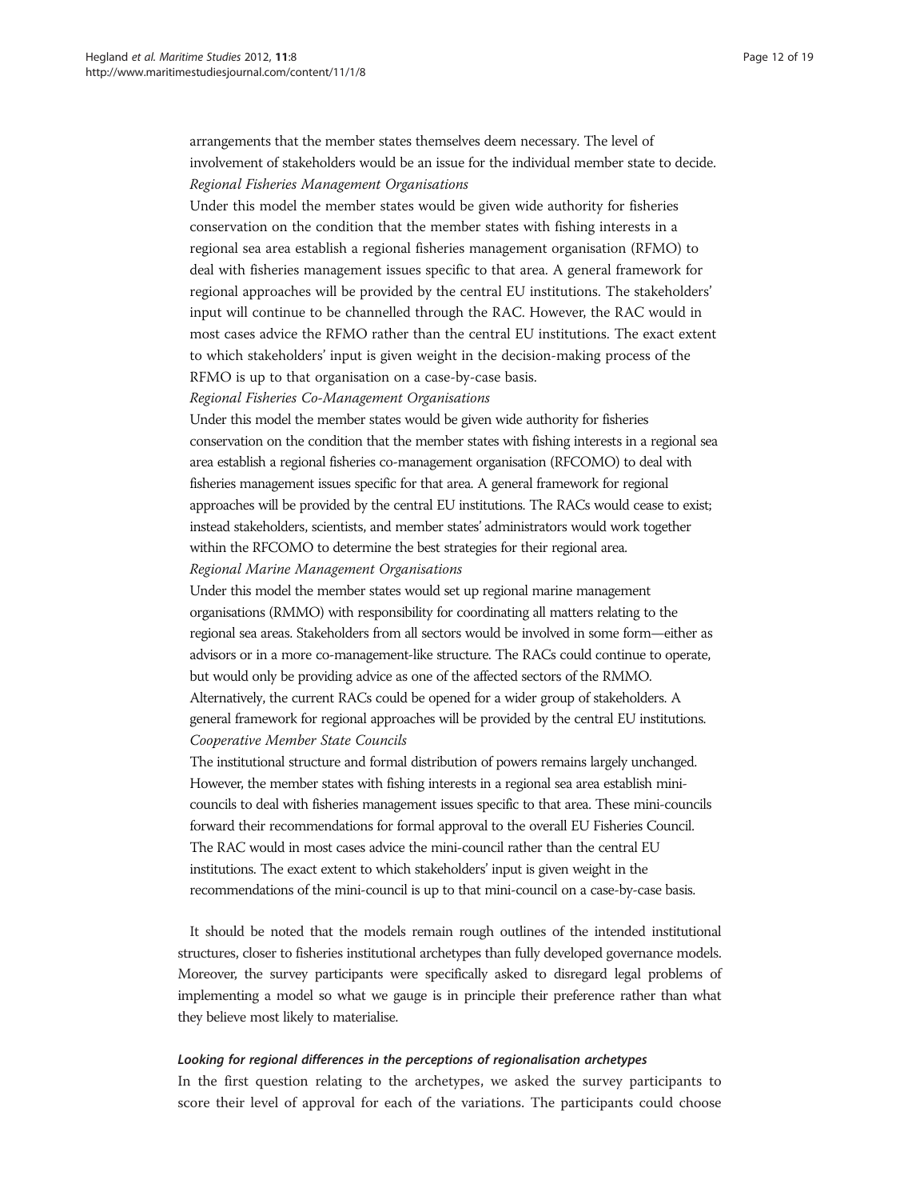arrangements that the member states themselves deem necessary. The level of involvement of stakeholders would be an issue for the individual member state to decide.

*Regional Fisheries Management Organisations*

Under this model the member states would be given wide authority for fisheries conservation on the condition that the member states with fishing interests in a regional sea area establish a regional fisheries management organisation (RFMO) to deal with fisheries management issues specific to that area. A general framework for regional approaches will be provided by the central EU institutions. The stakeholders' input will continue to be channelled through the RAC. However, the RAC would in most cases advice the RFMO rather than the central EU institutions. The exact extent to which stakeholders' input is given weight in the decision-making process of the RFMO is up to that organisation on a case-by-case basis.

*Regional Fisheries Co-Management Organisations*

Under this model the member states would be given wide authority for fisheries conservation on the condition that the member states with fishing interests in a regional sea area establish a regional fisheries co-management organisation (RFCOMO) to deal with fisheries management issues specific for that area. A general framework for regional approaches will be provided by the central EU institutions. The RACs would cease to exist; instead stakeholders, scientists, and member states' administrators would work together within the RFCOMO to determine the best strategies for their regional area.

*Regional Marine Management Organisations*

Under this model the member states would set up regional marine management organisations (RMMO) with responsibility for coordinating all matters relating to the regional sea areas. Stakeholders from all sectors would be involved in some form—either as advisors or in a more co-management-like structure. The RACs could continue to operate, but would only be providing advice as one of the affected sectors of the RMMO. Alternatively, the current RACs could be opened for a wider group of stakeholders. A general framework for regional approaches will be provided by the central EU institutions.

*Cooperative Member State Councils*

The institutional structure and formal distribution of powers remains largely unchanged. However, the member states with fishing interests in a regional sea area establish mini-councils to deal with fisheries management issues specific to that area. These mini-councils forward their recommendations for formal approval to the overall EU Fisheries Council. The RAC would in most cases advice the mini-council rather than the central EU institutions. The exact extent to which stakeholders' input is given weight in the recommendations of the mini-council is up to that mini-council on a case-by-case basis.

It should be noted that the models remain rough outlines of the intended institutional structures, closer to fisheries institutional archetypes than fully developed governance models. Moreover, the survey participants were specifically asked to disregard legal problems of implementing a model so what we gauge is in principle their preference rather than what they believe most likely to materialise.

#### *Looking for regional differences in the perceptions of regionalisation archetypes*

In the first question relating to the archetypes, we asked the survey participants to score their level of approval for each of the variations. The participants could choose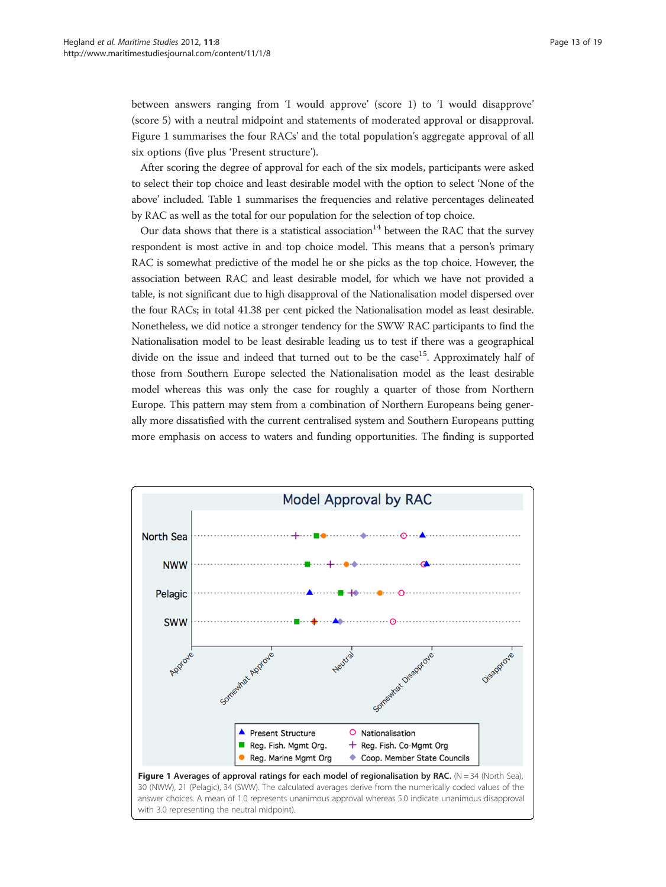between answers ranging from 'I would approve' (score 1) to 'I would disapprove' (score 5) with a neutral midpoint and statements of moderated approval or disapproval. Figure 1 summarises the four RACs' and the total population's aggregate approval of all six options (five plus 'Present structure').

After scoring the degree of approval for each of the six models, participants were asked to select their top choice and least desirable model with the option to select 'None of the above' included. Table 1 summarises the frequencies and relative percentages delineated by RAC as well as the total for our population for the selection of top choice.

Our data shows that there is a statistical association[14] between the RAC that the survey respondent is most active in and top choice model. This means that a person's primary RAC is somewhat predictive of the model he or she picks as the top choice. However, the association between RAC and least desirable model, for which we have not provided a table, is not significant due to high disapproval of the Nationalisation model dispersed over the four RACs; in total 41.38 per cent picked the Nationalisation model as least desirable. Nonetheless, we did notice a stronger tendency for the SWW RAC participants to find the Nationalisation model to be least desirable leading us to test if there was a geographical divide on the issue and indeed that turned out to be the case[15]. Approximately half of those from Southern Europe selected the Nationalisation model as the least desirable model whereas this was only the case for roughly a quarter of those from Northern Europe. This pattern may stem from a combination of Northern Europeans being generally more dissatisfied with the current centralised system and Southern Europeans putting more emphasis on access to waters and funding opportunities. The finding is supported

**Figure 1 Averages of approval ratings for each model of regionalisation by RAC.** (N = 34 (North Sea), 30 (NWW), 21 (Pelagic), 34 (SWW). The calculated averages derive from the numerically coded values of the answer choices. A mean of 1.0 represents unanimous approval whereas 5.0 indicate unanimous disapproval with 3.0 representing the neutral midpoint).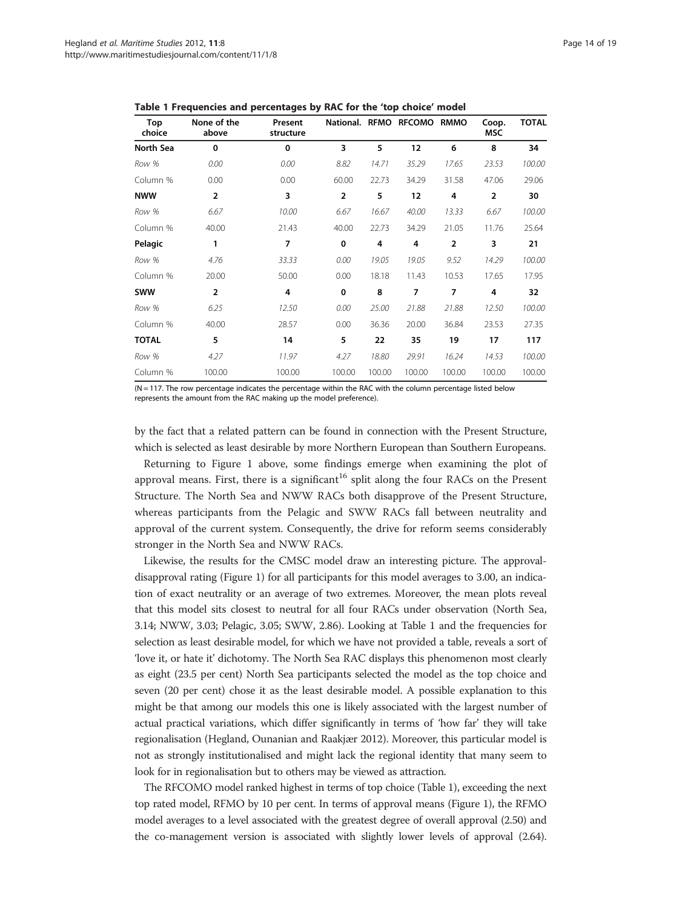**Table 1 Frequencies and percentages by RAC for the 'top choice' model**

| Top choice | None of the above | Present structure | National. | RFMO | RFCOMO | RMMO | Coop. MSC | TOTAL |
|---|---|---|---|---|---|---|---|---|
| **North Sea** | **0** | **0** | **3** | **5** | **12** | **6** | **8** | **34** |
| *Row %* | *0.00* | *0.00* | *8.82* | *14.71* | *35.29* | *17.65* | *23.53* | *100.00* |
| Column % | 0.00 | 0.00 | 60.00 | 22.73 | 34.29 | 31.58 | 47.06 | 29.06 |
| **NWW** | **2** | **3** | **2** | **5** | **12** | **4** | **2** | **30** |
| *Row %* | *6.67* | *10.00* | *6.67* | *16.67* | *40.00* | *13.33* | *6.67* | *100.00* |
| Column % | 40.00 | 21.43 | 40.00 | 22.73 | 34.29 | 21.05 | 11.76 | 25.64 |
| **Pelagic** | **1** | **7** | **0** | **4** | **4** | **2** | **3** | **21** |
| *Row %* | *4.76* | *33.33* | *0.00* | *19.05* | *19.05* | *9.52* | *14.29* | *100.00* |
| Column % | 20.00 | 50.00 | 0.00 | 18.18 | 11.43 | 10.53 | 17.65 | 17.95 |
| **SWW** | **2** | **4** | **0** | **8** | **7** | **7** | **4** | **32** |
| *Row %* | *6.25* | *12.50* | *0.00* | *25.00* | *21.88* | *21.88* | *12.50* | *100.00* |
| Column % | 40.00 | 28.57 | 0.00 | 36.36 | 20.00 | 36.84 | 23.53 | 27.35 |
| **TOTAL** | **5** | **14** | **5** | **22** | **35** | **19** | **17** | **117** |
| *Row %* | *4.27* | *11.97* | *4.27* | *18.80* | *29.91* | *16.24* | *14.53* | *100.00* |
| Column % | 100.00 | 100.00 | 100.00 | 100.00 | 100.00 | 100.00 | 100.00 | 100.00 |

(N = 117. The row percentage indicates the percentage within the RAC with the column percentage listed below represents the amount from the RAC making up the model preference).

by the fact that a related pattern can be found in connection with the Present Structure, which is selected as least desirable by more Northern European than Southern Europeans.

Returning to Figure 1 above, some findings emerge when examining the plot of approval means. First, there is a significant[16] split along the four RACs on the Present Structure. The North Sea and NWW RACs both disapprove of the Present Structure, whereas participants from the Pelagic and SWW RACs fall between neutrality and approval of the current system. Consequently, the drive for reform seems considerably stronger in the North Sea and NWW RACs.

Likewise, the results for the CMSC model draw an interesting picture. The approval-disapproval rating (Figure 1) for all participants for this model averages to 3.00, an indication of exact neutrality or an average of two extremes. Moreover, the mean plots reveal that this model sits closest to neutral for all four RACs under observation (North Sea, 3.14; NWW, 3.03; Pelagic, 3.05; SWW, 2.86). Looking at Table 1 and the frequencies for selection as least desirable model, for which we have not provided a table, reveals a sort of 'love it, or hate it' dichotomy. The North Sea RAC displays this phenomenon most clearly as eight (23.5 per cent) North Sea participants selected the model as the top choice and seven (20 per cent) chose it as the least desirable model. A possible explanation to this might be that among our models this one is likely associated with the largest number of actual practical variations, which differ significantly in terms of 'how far' they will take regionalisation (Hegland, Ounanian and Raakjær 2012). Moreover, this particular model is not as strongly institutionalised and might lack the regional identity that many seem to look for in regionalisation but to others may be viewed as attraction.

The RFCOMO model ranked highest in terms of top choice (Table 1), exceeding the next top rated model, RFMO by 10 per cent. In terms of approval means (Figure 1), the RFMO model averages to a level associated with the greatest degree of overall approval (2.50) and the co-management version is associated with slightly lower levels of approval (2.64).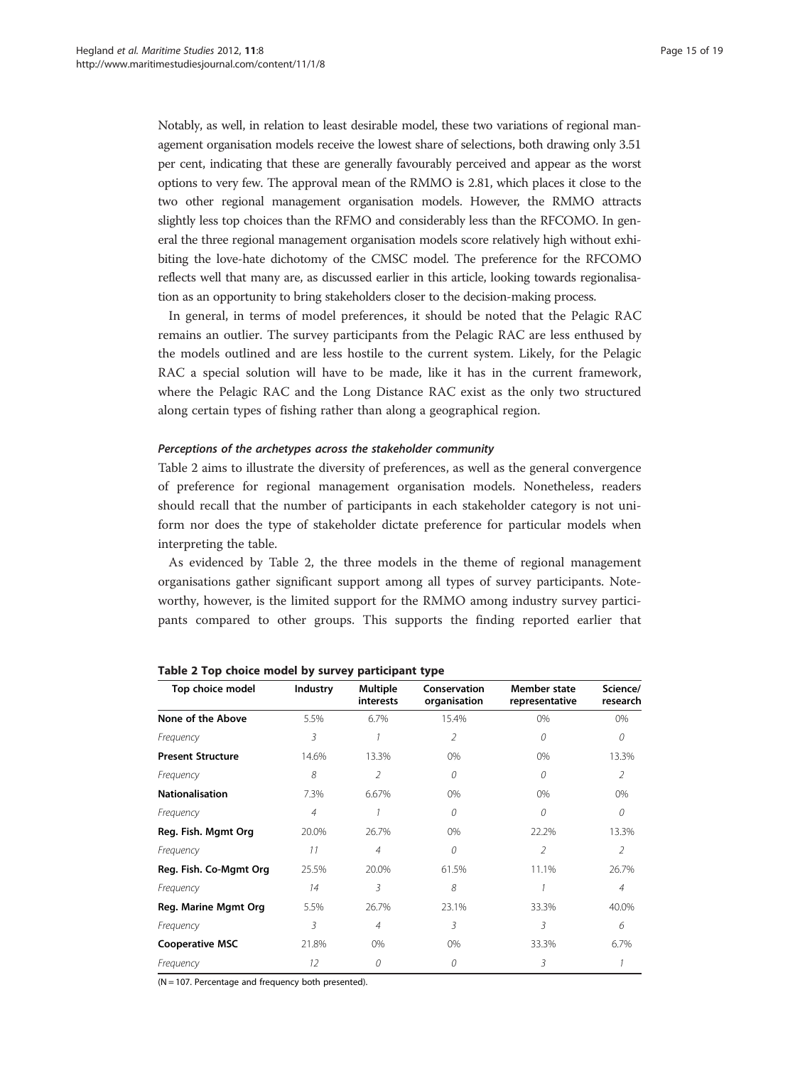Notably, as well, in relation to least desirable model, these two variations of regional management organisation models receive the lowest share of selections, both drawing only 3.51 per cent, indicating that these are generally favourably perceived and appear as the worst options to very few. The approval mean of the RMMO is 2.81, which places it close to the two other regional management organisation models. However, the RMMO attracts slightly less top choices than the RFMO and considerably less than the RFCOMO. In general the three regional management organisation models score relatively high without exhibiting the love-hate dichotomy of the CMSC model. The preference for the RFCOMO reflects well that many are, as discussed earlier in this article, looking towards regionalisation as an opportunity to bring stakeholders closer to the decision-making process.

In general, in terms of model preferences, it should be noted that the Pelagic RAC remains an outlier. The survey participants from the Pelagic RAC are less enthused by the models outlined and are less hostile to the current system. Likely, for the Pelagic RAC a special solution will have to be made, like it has in the current framework, where the Pelagic RAC and the Long Distance RAC exist as the only two structured along certain types of fishing rather than along a geographical region.

#### *Perceptions of the archetypes across the stakeholder community*

Table 2 aims to illustrate the diversity of preferences, as well as the general convergence of preference for regional management organisation models. Nonetheless, readers should recall that the number of participants in each stakeholder category is not uniform nor does the type of stakeholder dictate preference for particular models when interpreting the table.

As evidenced by Table 2, the three models in the theme of regional management organisations gather significant support among all types of survey participants. Noteworthy, however, is the limited support for the RMMO among industry survey participants compared to other groups. This supports the finding reported earlier that

**Table 2 Top choice model by survey participant type**

| Top choice model | Industry | Multiple interests | Conservation organisation | Member state representative | Science/ research |
|---|---|---|---|---|---|
| **None of the Above** | 5.5% | 6.7% | 15.4% | 0% | 0% |
| *Frequency* | *3* | *1* | *2* | *0* | *0* |
| **Present Structure** | 14.6% | 13.3% | 0% | 0% | 13.3% |
| *Frequency* | *8* | *2* | *0* | *0* | *2* |
| **Nationalisation** | 7.3% | 6.67% | 0% | 0% | 0% |
| *Frequency* | *4* | *1* | *0* | *0* | *0* |
| **Reg. Fish. Mgmt Org** | 20.0% | 26.7% | 0% | 22.2% | 13.3% |
| *Frequency* | *11* | *4* | *0* | *2* | *2* |
| **Reg. Fish. Co-Mgmt Org** | 25.5% | 20.0% | 61.5% | 11.1% | 26.7% |
| *Frequency* | *14* | *3* | *8* | *1* | *4* |
| **Reg. Marine Mgmt Org** | 5.5% | 26.7% | 23.1% | 33.3% | 40.0% |
| *Frequency* | *3* | *4* | *3* | *3* | *6* |
| **Cooperative MSC** | 21.8% | 0% | 0% | 33.3% | 6.7% |
| *Frequency* | *12* | *0* | *0* | *3* | *1* |

(N = 107. Percentage and frequency both presented).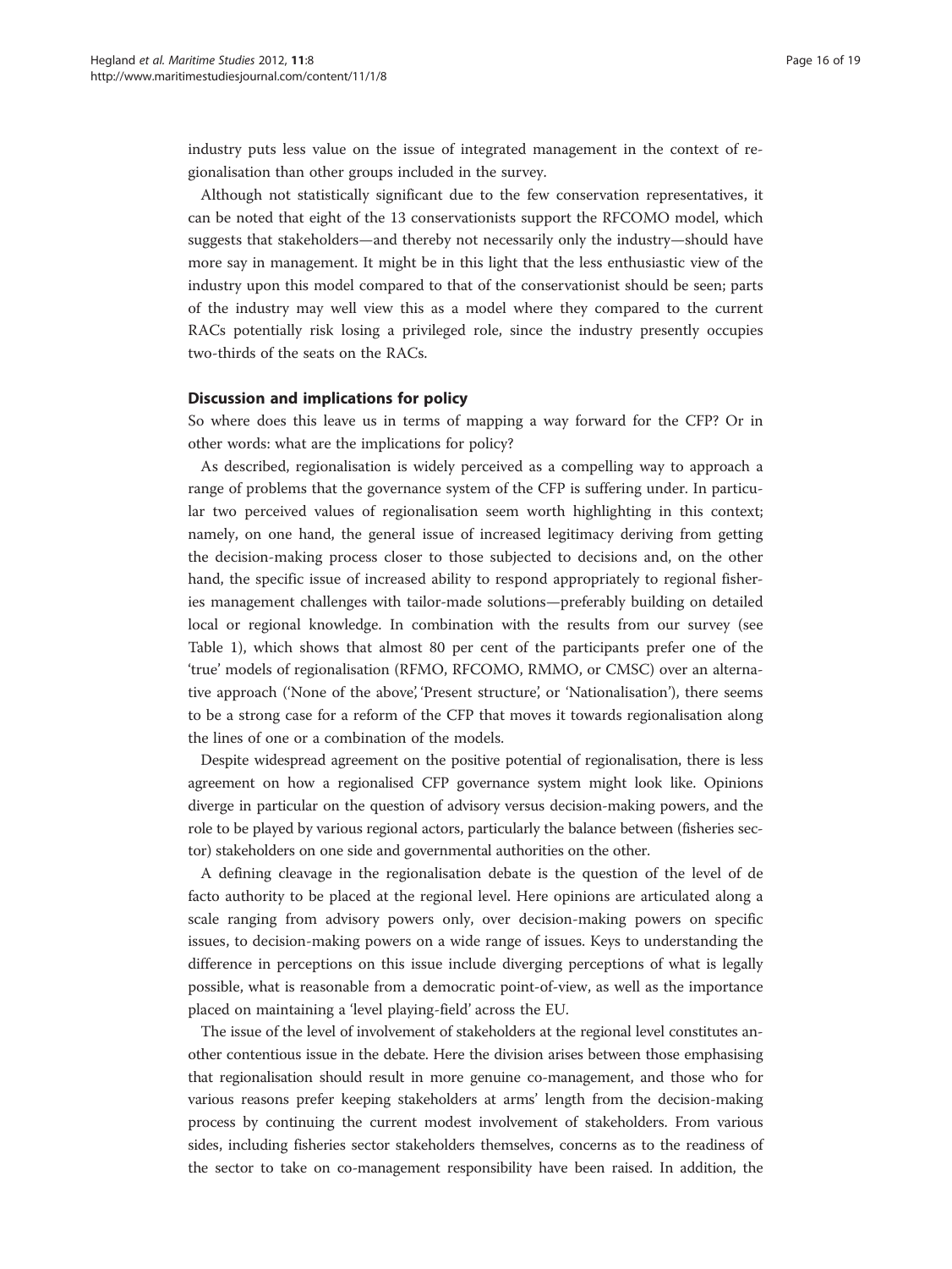industry puts less value on the issue of integrated management in the context of regionalisation than other groups included in the survey.

Although not statistically significant due to the few conservation representatives, it can be noted that eight of the 13 conservationists support the RFCOMO model, which suggests that stakeholders—and thereby not necessarily only the industry—should have more say in management. It might be in this light that the less enthusiastic view of the industry upon this model compared to that of the conservationist should be seen; parts of the industry may well view this as a model where they compared to the current RACs potentially risk losing a privileged role, since the industry presently occupies two-thirds of the seats on the RACs.

## Discussion and implications for policy

So where does this leave us in terms of mapping a way forward for the CFP? Or in other words: what are the implications for policy?

As described, regionalisation is widely perceived as a compelling way to approach a range of problems that the governance system of the CFP is suffering under. In particular two perceived values of regionalisation seem worth highlighting in this context; namely, on one hand, the general issue of increased legitimacy deriving from getting the decision-making process closer to those subjected to decisions and, on the other hand, the specific issue of increased ability to respond appropriately to regional fisheries management challenges with tailor-made solutions—preferably building on detailed local or regional knowledge. In combination with the results from our survey (see Table 1), which shows that almost 80 per cent of the participants prefer one of the 'true' models of regionalisation (RFMO, RFCOMO, RMMO, or CMSC) over an alternative approach ('None of the above', 'Present structure', or 'Nationalisation'), there seems to be a strong case for a reform of the CFP that moves it towards regionalisation along the lines of one or a combination of the models.

Despite widespread agreement on the positive potential of regionalisation, there is less agreement on how a regionalised CFP governance system might look like. Opinions diverge in particular on the question of advisory versus decision-making powers, and the role to be played by various regional actors, particularly the balance between (fisheries sector) stakeholders on one side and governmental authorities on the other.

A defining cleavage in the regionalisation debate is the question of the level of de facto authority to be placed at the regional level. Here opinions are articulated along a scale ranging from advisory powers only, over decision-making powers on specific issues, to decision-making powers on a wide range of issues. Keys to understanding the difference in perceptions on this issue include diverging perceptions of what is legally possible, what is reasonable from a democratic point-of-view, as well as the importance placed on maintaining a 'level playing-field' across the EU.

The issue of the level of involvement of stakeholders at the regional level constitutes another contentious issue in the debate. Here the division arises between those emphasising that regionalisation should result in more genuine co-management, and those who for various reasons prefer keeping stakeholders at arms' length from the decision-making process by continuing the current modest involvement of stakeholders. From various sides, including fisheries sector stakeholders themselves, concerns as to the readiness of the sector to take on co-management responsibility have been raised. In addition, the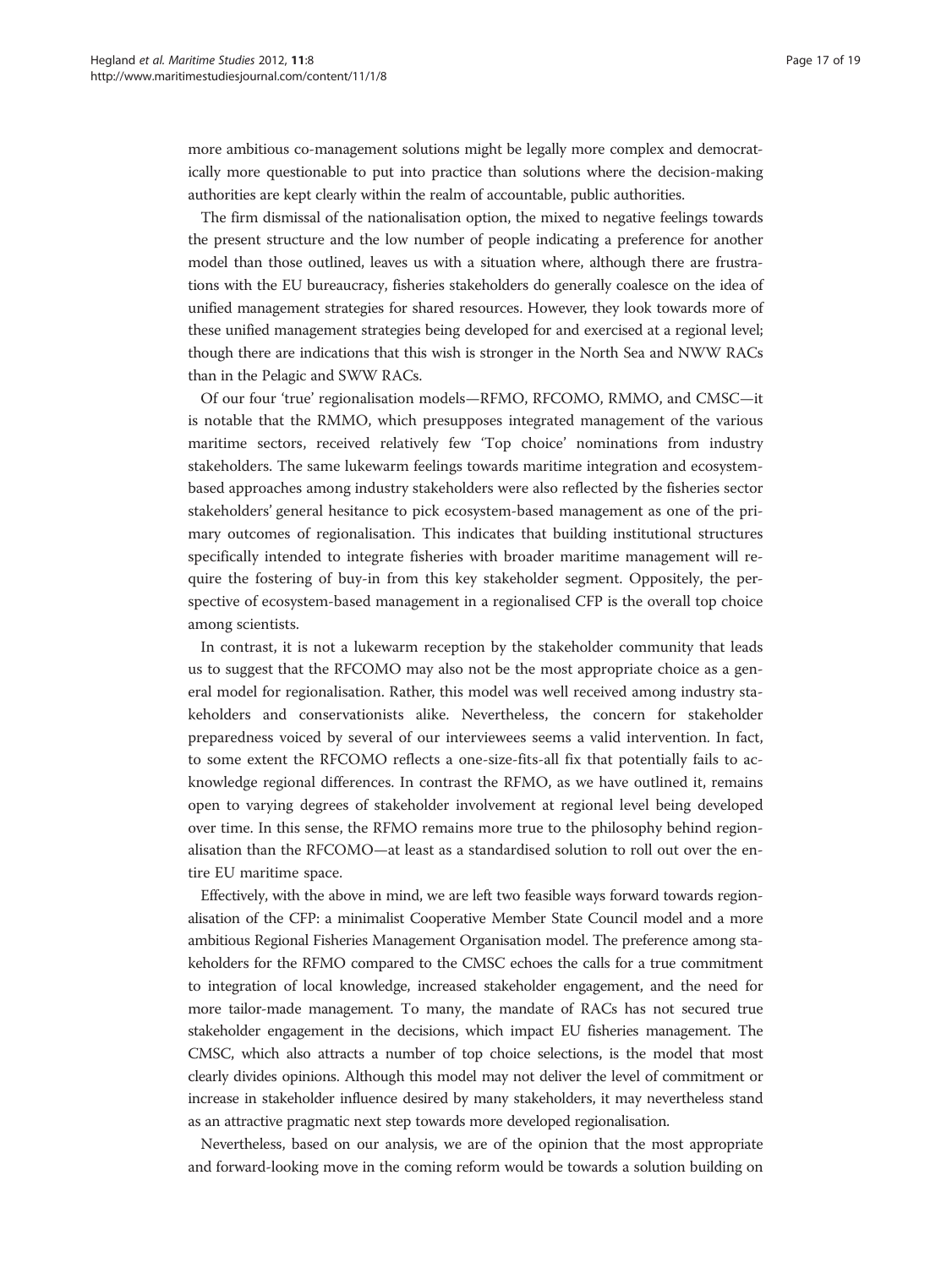more ambitious co-management solutions might be legally more complex and democratically more questionable to put into practice than solutions where the decision-making authorities are kept clearly within the realm of accountable, public authorities.

The firm dismissal of the nationalisation option, the mixed to negative feelings towards the present structure and the low number of people indicating a preference for another model than those outlined, leaves us with a situation where, although there are frustrations with the EU bureaucracy, fisheries stakeholders do generally coalesce on the idea of unified management strategies for shared resources. However, they look towards more of these unified management strategies being developed for and exercised at a regional level; though there are indications that this wish is stronger in the North Sea and NWW RACs than in the Pelagic and SWW RACs.

Of our four 'true' regionalisation models—RFMO, RFCOMO, RMMO, and CMSC—it is notable that the RMMO, which presupposes integrated management of the various maritime sectors, received relatively few 'Top choice' nominations from industry stakeholders. The same lukewarm feelings towards maritime integration and ecosystem-based approaches among industry stakeholders were also reflected by the fisheries sector stakeholders' general hesitance to pick ecosystem-based management as one of the primary outcomes of regionalisation. This indicates that building institutional structures specifically intended to integrate fisheries with broader maritime management will require the fostering of buy-in from this key stakeholder segment. Oppositely, the perspective of ecosystem-based management in a regionalised CFP is the overall top choice among scientists.

In contrast, it is not a lukewarm reception by the stakeholder community that leads us to suggest that the RFCOMO may also not be the most appropriate choice as a general model for regionalisation. Rather, this model was well received among industry stakeholders and conservationists alike. Nevertheless, the concern for stakeholder preparedness voiced by several of our interviewees seems a valid intervention. In fact, to some extent the RFCOMO reflects a one-size-fits-all fix that potentially fails to acknowledge regional differences. In contrast the RFMO, as we have outlined it, remains open to varying degrees of stakeholder involvement at regional level being developed over time. In this sense, the RFMO remains more true to the philosophy behind regionalisation than the RFCOMO—at least as a standardised solution to roll out over the entire EU maritime space.

Effectively, with the above in mind, we are left two feasible ways forward towards regionalisation of the CFP: a minimalist Cooperative Member State Council model and a more ambitious Regional Fisheries Management Organisation model. The preference among stakeholders for the RFMO compared to the CMSC echoes the calls for a true commitment to integration of local knowledge, increased stakeholder engagement, and the need for more tailor-made management. To many, the mandate of RACs has not secured true stakeholder engagement in the decisions, which impact EU fisheries management. The CMSC, which also attracts a number of top choice selections, is the model that most clearly divides opinions. Although this model may not deliver the level of commitment or increase in stakeholder influence desired by many stakeholders, it may nevertheless stand as an attractive pragmatic next step towards more developed regionalisation.

Nevertheless, based on our analysis, we are of the opinion that the most appropriate and forward-looking move in the coming reform would be towards a solution building on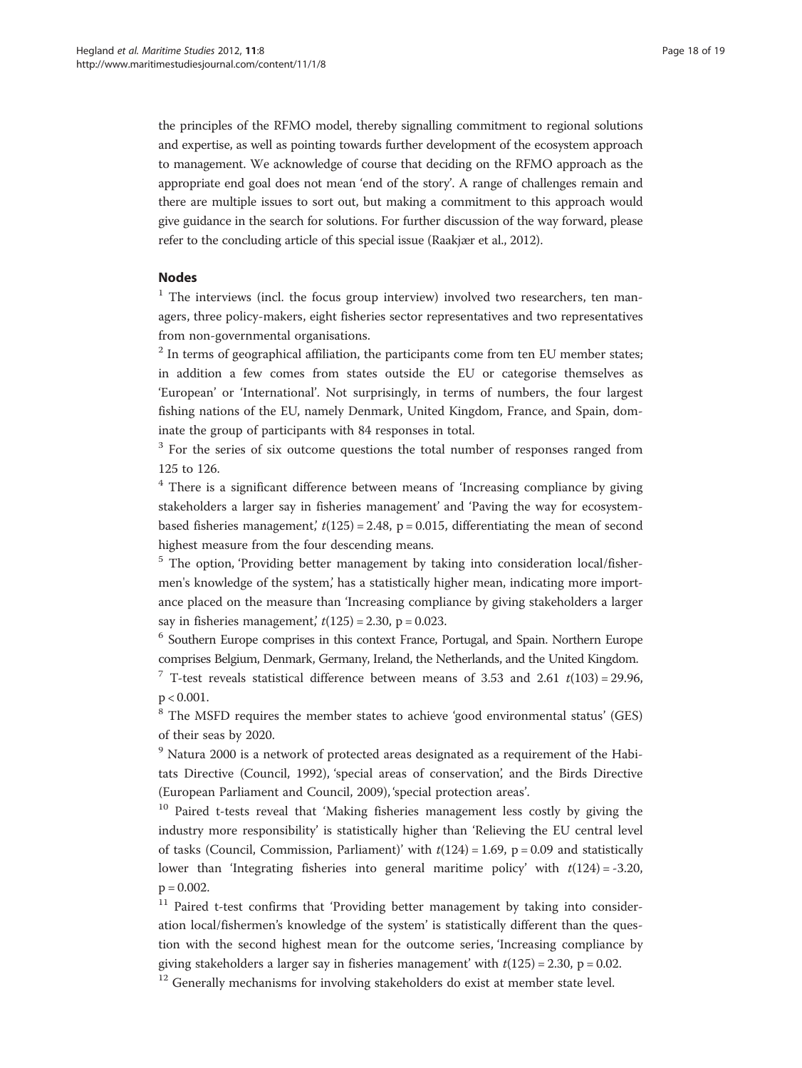the principles of the RFMO model, thereby signalling commitment to regional solutions and expertise, as well as pointing towards further development of the ecosystem approach to management. We acknowledge of course that deciding on the RFMO approach as the appropriate end goal does not mean 'end of the story'. A range of challenges remain and there are multiple issues to sort out, but making a commitment to this approach would give guidance in the search for solutions. For further discussion of the way forward, please refer to the concluding article of this special issue (Raakjær et al., 2012).

## Nodes

[1] The interviews (incl. the focus group interview) involved two researchers, ten managers, three policy-makers, eight fisheries sector representatives and two representatives from non-governmental organisations.

[2] In terms of geographical affiliation, the participants come from ten EU member states; in addition a few comes from states outside the EU or categorise themselves as 'European' or 'International'. Not surprisingly, in terms of numbers, the four largest fishing nations of the EU, namely Denmark, United Kingdom, France, and Spain, dominate the group of participants with 84 responses in total.

[3] For the series of six outcome questions the total number of responses ranged from 125 to 126.

[4] There is a significant difference between means of 'Increasing compliance by giving stakeholders a larger say in fisheries management' and 'Paving the way for ecosystem-based fisheries management,' $t(125) = 2.48$, $p = 0.015$, differentiating the mean of second highest measure from the four descending means.

[5] The option, 'Providing better management by taking into consideration local/fishermen's knowledge of the system,' has a statistically higher mean, indicating more importance placed on the measure than 'Increasing compliance by giving stakeholders a larger say in fisheries management,' $t(125) = 2.30$, $p = 0.023$.

[6] Southern Europe comprises in this context France, Portugal, and Spain. Northern Europe comprises Belgium, Denmark, Germany, Ireland, the Netherlands, and the United Kingdom.

[7] T-test reveals statistical difference between means of 3.53 and 2.61 $t(103) = 29.96$, $p < 0.001$.

[8] The MSFD requires the member states to achieve 'good environmental status' (GES) of their seas by 2020.

[9] Natura 2000 is a network of protected areas designated as a requirement of the Habitats Directive (Council, 1992), 'special areas of conservation', and the Birds Directive (European Parliament and Council, 2009), 'special protection areas'.

[10] Paired t-tests reveal that 'Making fisheries management less costly by giving the industry more responsibility' is statistically higher than 'Relieving the EU central level of tasks (Council, Commission, Parliament)' with $t(124) = 1.69$, $p = 0.09$ and statistically lower than 'Integrating fisheries into general maritime policy' with $t(124) = -3.20$, $p = 0.002$.

[11] Paired t-test confirms that 'Providing better management by taking into consideration local/fishermen's knowledge of the system' is statistically different than the question with the second highest mean for the outcome series, 'Increasing compliance by giving stakeholders a larger say in fisheries management' with $t(125) = 2.30$, $p = 0.02$.

[12] Generally mechanisms for involving stakeholders do exist at member state level.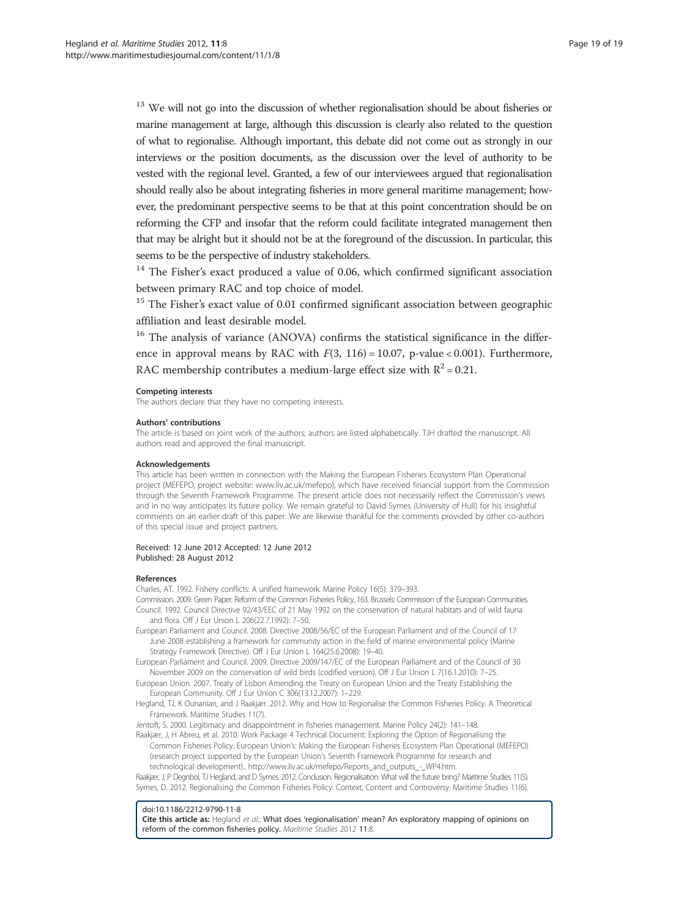[13] We will not go into the discussion of whether regionalisation should be about fisheries or marine management at large, although this discussion is clearly also related to the question of what to regionalise. Although important, this debate did not come out as strongly in our interviews or the position documents, as the discussion over the level of authority to be vested with the regional level. Granted, a few of our interviewees argued that regionalisation should really also be about integrating fisheries in more general maritime management; however, the predominant perspective seems to be that at this point concentration should be on reforming the CFP and insofar that the reform could facilitate integrated management then that may be alright but it should not be at the foreground of the discussion. In particular, this seems to be the perspective of industry stakeholders.

[14] The Fisher's exact produced a value of 0.06, which confirmed significant association between primary RAC and top choice of model.

[15] The Fisher's exact value of 0.01 confirmed significant association between geographic affiliation and least desirable model.

[16] The analysis of variance (ANOVA) confirms the statistical significance in the difference in approval means by RAC with $F(3, 116) = 10.07$, p-value $< 0.001$). Furthermore, RAC membership contributes a medium-large effect size with $R^2 = 0.21$.

#### Competing interests

The authors declare that they have no competing interests.

#### Authors' contributions

The article is based on joint work of the authors; authors are listed alphabetically. TJH drafted the manuscript. All authors read and approved the final manuscript.

#### Acknowledgements

This article has been written in connection with the Making the European Fisheries Ecosystem Plan Operational project (MEFEPO, project website: www.liv.ac.uk/mefepo), which have received financial support from the Commission through the Seventh Framework Programme. The present article does not necessarily reflect the Commission's views and in no way anticipates its future policy. We remain grateful to David Symes (University of Hull) for his insightful comments on an earlier draft of this paper. We are likewise thankful for the comments provided by other co-authors of this special issue and project partners.

Received: 12 June 2012 Accepted: 12 June 2012
Published: 28 August 2012

#### References

Charles, AT. 1992. Fishery conflicts: A unified framework. Marine Policy 16(5): 379–393.

Commission. 2009. Green Paper: Reform of the Common Fisheries Policy, 163. Brussels: Commission of the European Communities.

Council. 1992. Council Directive 92/43/EEC of 21 May 1992 on the conservation of natural habitats and of wild fauna and flora. Off J Eur Union L 206(22.7.1992): 7–50.

European Parliament and Council. 2008. Directive 2008/56/EC of the European Parliament and of the Council of 17 June 2008 establishing a framework for community action in the field of marine environmental policy (Marine Strategy Framework Directive). Off J Eur Union L 164(25.6.2008): 19–40.

European Parliament and Council. 2009. Directive 2009/147/EC of the European Parliament and of the Council of 30 November 2009 on the conservation of wild birds (codified version). Off J Eur Union L 7(16.1.2010): 7–25.

European Union. 2007. Treaty of Lisbon Amending the Treaty on European Union and the Treaty Establishing the European Community. Off J Eur Union C 306(13.12.2007): 1–229.

Hegland, TJ, K Ounanian, and J Raakjær. 2012. Why and How to Regionalise the Common Fisheries Policy. A Theoretical Framework. Maritime Studies 11(7).

Jentoft, S. 2000. Legitimacy and disappointment in fisheries management. Marine Policy 24(2): 141–148.

Raakjær, J, H Abreu, et al. 2010. Work Package 4 Technical Document: Exploring the Option of Regionalising the Common Fisheries Policy. European Union's: Making the European Fisheries Ecosystem Plan Operational (MEFEPO) (research project supported by the European Union's Seventh Framework Programme for research and technological development).. http://www.liv.ac.uk/mefepo/Reports_and_outputs_-_WP4.htm.

Raakjær, J, P Degnbol, TJ Hegland, and D Symes. 2012. Conclusion. Regionalisation: What will the future bring? Maritime Studies 11(5).

Symes, D. 2012. Regionalising the Common Fisheries Policy: Context, Content and Controversy. Maritime Studies 11(6).

doi:10.1186/2212-9790-11-8

**Cite this article as:** Hegland *et al.*: What does 'regionalisation' mean? An exploratory mapping of opinions on reform of the common fisheries policy. *Maritime Studies* 2012 **11**:8.